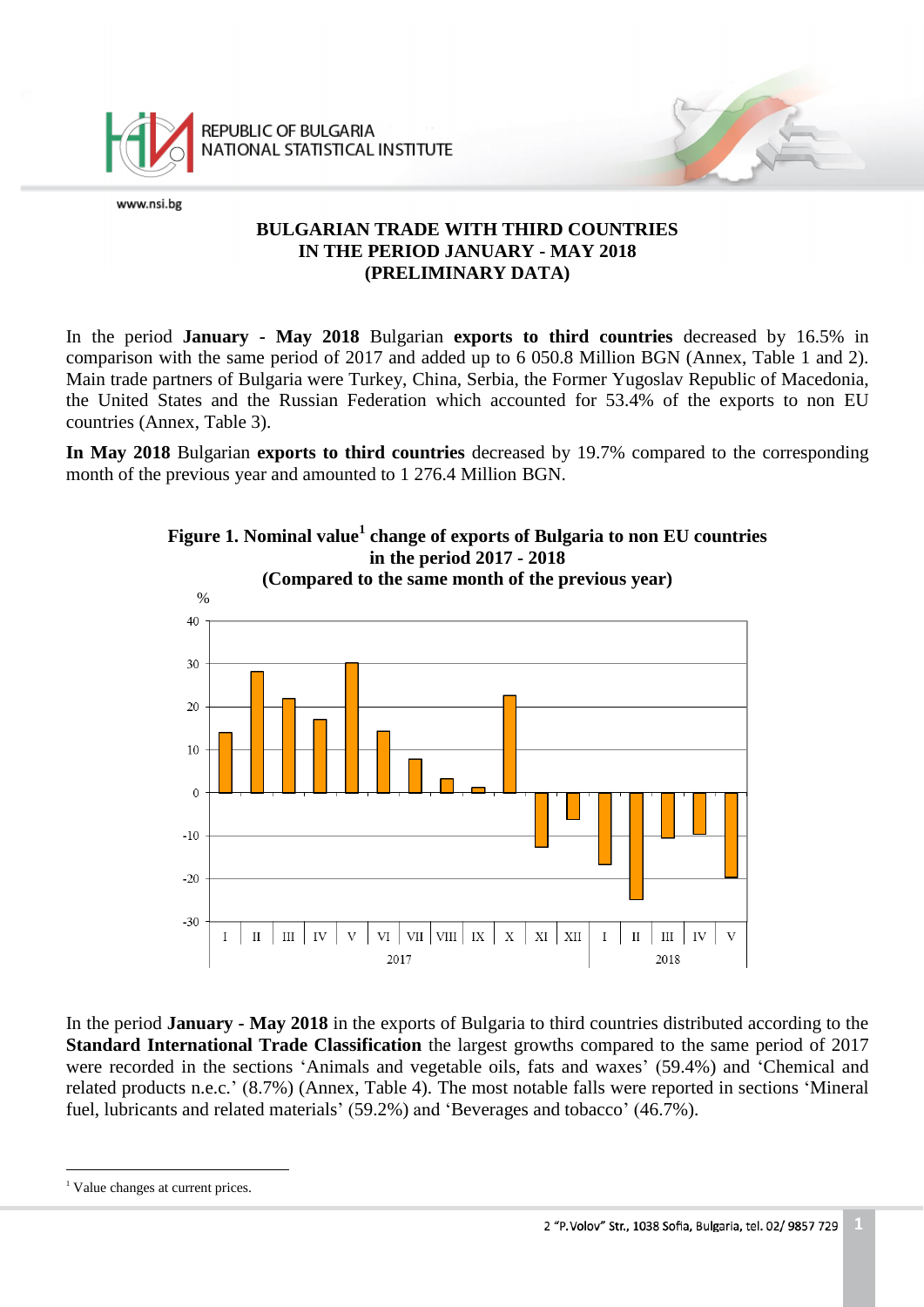# BULGARIAN TRADE WITH THIRD COUNTRIES IN THE PERIOD JANUARY - MAY 2018 (PRELIMINARY DATA)

In the period **January - May 2018** Bulgarian **exports to third countries** decreased by 16.5% in comparison with the same period of 2017 and added up to 6 050.8 Million BGN (Annex, Table 1 and 2). Main trade partners of Bulgaria were Turkey, China, Serbia, the Former Yugoslav Republic of Macedonia, the United States and the Russian Federation which accounted for 53.4% of the exports to non EU countries (Annex, Table 3).

**In May 2018** Bulgarian **exports to third countries** decreased by 19.7% compared to the corresponding month of the previous year and amounted to 1 276.4 Million BGN.

**Figure 1. Nominal value[1] change of exports of Bulgaria to non EU countries in the period 2017 - 2018 (Compared to the same month of the previous year)**

In the period **January - May 2018** in the exports of Bulgaria to third countries distributed according to the **Standard International Trade Classification** the largest growths compared to the same period of 2017 were recorded in the sections 'Animals and vegetable oils, fats and waxes' (59.4%) and 'Chemical and related products n.e.c.' (8.7%) (Annex, Table 4). The most notable falls were reported in sections 'Mineral fuel, lubricants and related materials' (59.2%) and 'Beverages and tobacco' (46.7%).

---

[1] Value changes at current prices.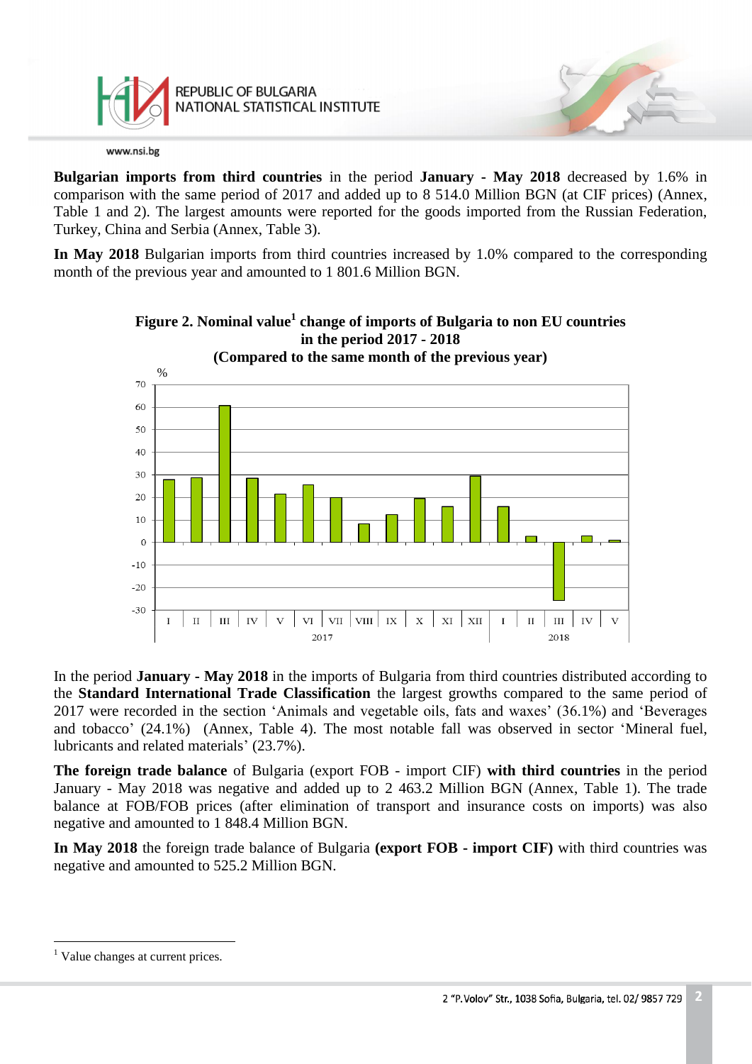**Bulgarian imports from third countries** in the period **January - May 2018** decreased by 1.6% in comparison with the same period of 2017 and added up to 8 514.0 Million BGN (at CIF prices) (Annex, Table 1 and 2). The largest amounts were reported for the goods imported from the Russian Federation, Turkey, China and Serbia (Annex, Table 3).

**In May 2018** Bulgarian imports from third countries increased by 1.0% compared to the corresponding month of the previous year and amounted to 1 801.6 Million BGN.

**Figure 2. Nominal value[1] change of imports of Bulgaria to non EU countries in the period 2017 - 2018 (Compared to the same month of the previous year)**

In the period **January - May 2018** in the imports of Bulgaria from third countries distributed according to the **Standard International Trade Classification** the largest growths compared to the same period of 2017 were recorded in the section 'Animals and vegetable oils, fats and waxes' (36.1%) and 'Beverages and tobacco' (24.1%) (Annex, Table 4). The most notable fall was observed in sector 'Mineral fuel, lubricants and related materials' (23.7%).

**The foreign trade balance** of Bulgaria (export FOB - import CIF) **with third countries** in the period January - May 2018 was negative and added up to 2 463.2 Million BGN (Annex, Table 1). The trade balance at FOB/FOB prices (after elimination of transport and insurance costs on imports) was also negative and amounted to 1 848.4 Million BGN.

**In May 2018** the foreign trade balance of Bulgaria **(export FOB - import CIF)** with third countries was negative and amounted to 525.2 Million BGN.

---

[1] Value changes at current prices.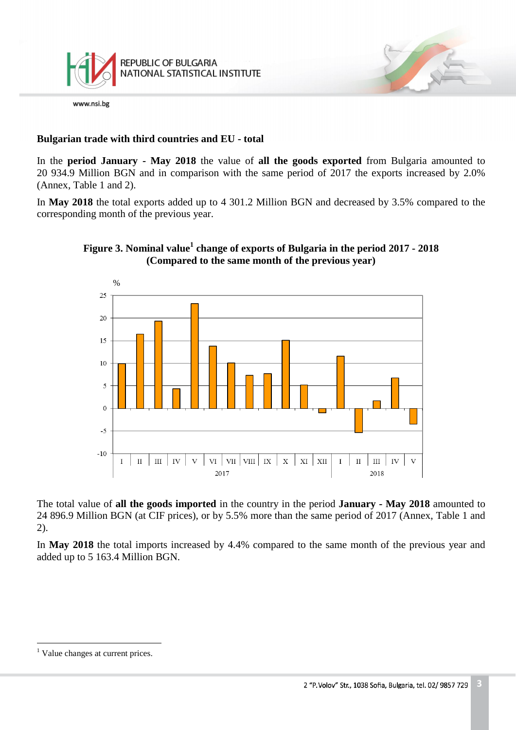## Bulgarian trade with third countries and EU - total

In the **period January - May 2018** the value of **all the goods exported** from Bulgaria amounted to 20 934.9 Million BGN and in comparison with the same period of 2017 the exports increased by 2.0% (Annex, Table 1 and 2).

In **May 2018** the total exports added up to 4 301.2 Million BGN and decreased by 3.5% compared to the corresponding month of the previous year.

**Figure 3. Nominal value[1] change of exports of Bulgaria in the period 2017 - 2018 (Compared to the same month of the previous year)**

The total value of **all the goods imported** in the country in the period **January - May 2018** amounted to 24 896.9 Million BGN (at CIF prices), or by 5.5% more than the same period of 2017 (Annex, Table 1 and 2).

In **May 2018** the total imports increased by 4.4% compared to the same month of the previous year and added up to 5 163.4 Million BGN.

[1] Value changes at current prices.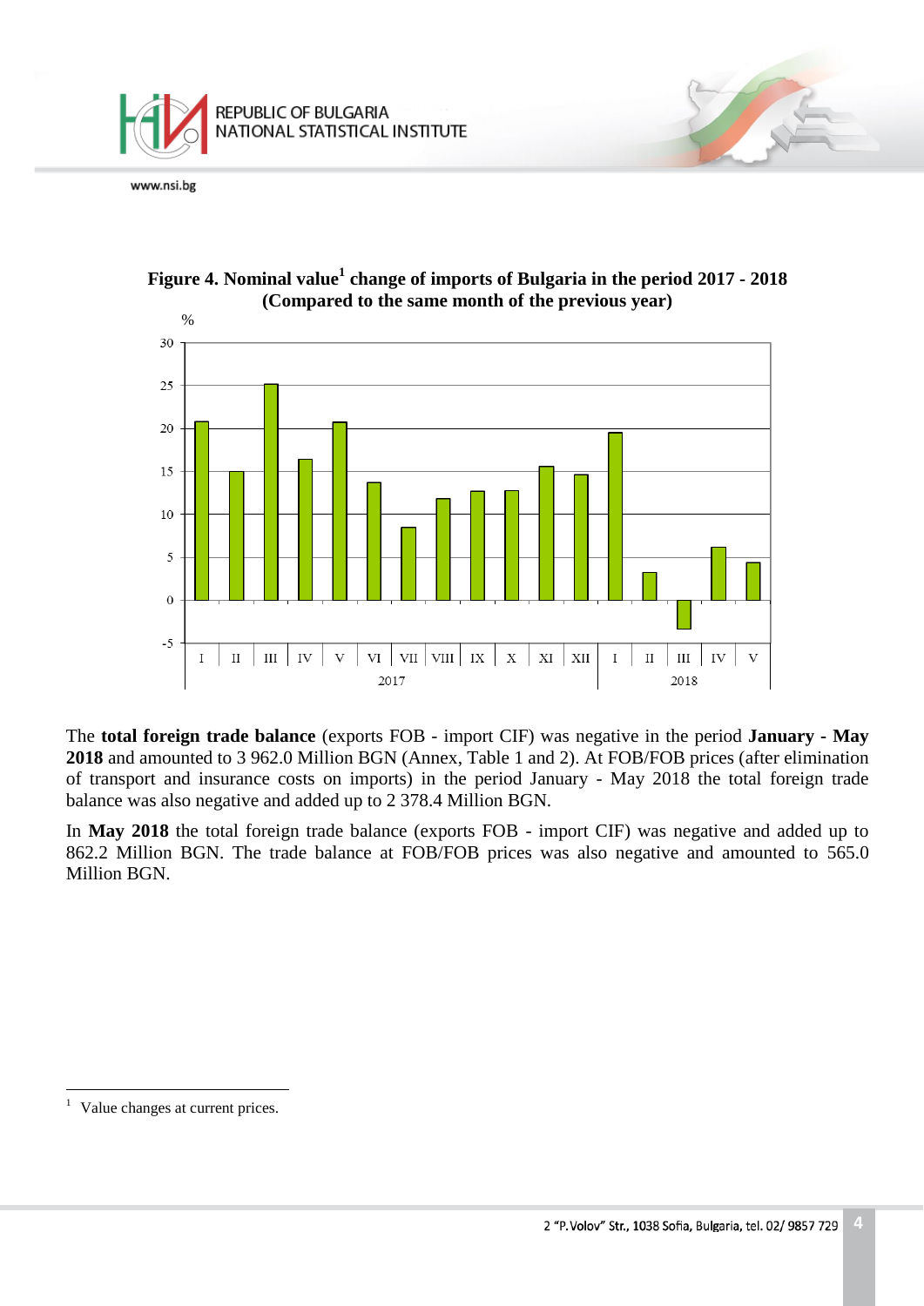**Figure 4. Nominal value[1] change of imports of Bulgaria in the period 2017 - 2018 (Compared to the same month of the previous year)**

The **total foreign trade balance** (exports FOB - import CIF) was negative in the period **January - May 2018** and amounted to 3 962.0 Million BGN (Annex, Table 1 and 2). At FOB/FOB prices (after elimination of transport and insurance costs on imports) in the period January - May 2018 the total foreign trade balance was also negative and added up to 2 378.4 Million BGN.

In **May 2018** the total foreign trade balance (exports FOB - import CIF) was negative and added up to 862.2 Million BGN. The trade balance at FOB/FOB prices was also negative and amounted to 565.0 Million BGN.

---

[1] Value changes at current prices.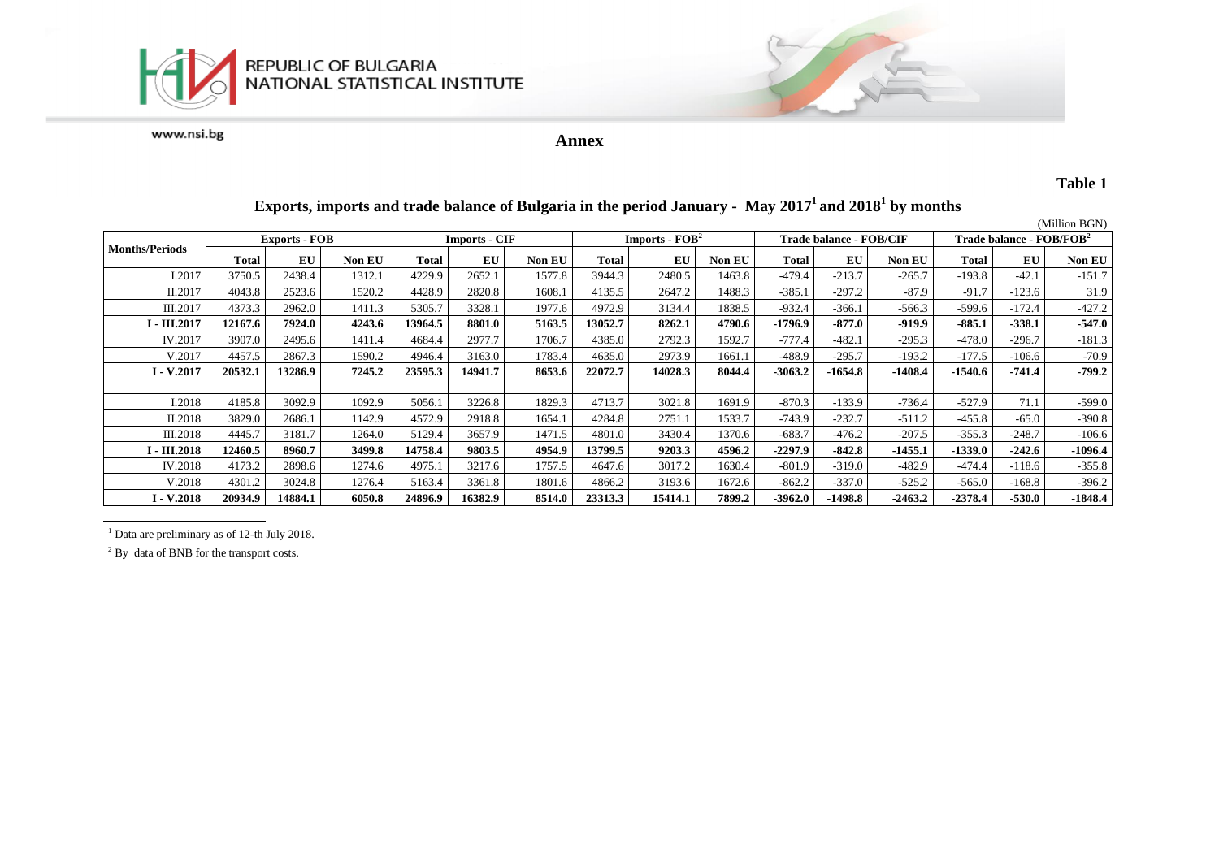## Annex

**Table 1**

### Exports, imports and trade balance of Bulgaria in the period January - May 2017[1] and 2018[1] by months

(Million BGN)

| Months/Periods | Exports - FOB | | | Imports - CIF | | | Imports - FOB[2] | | | Trade balance - FOB/CIF | | | Trade balance - FOB/FOB[2] | | |
|---|---|---|---|---|---|---|---|---|---|---|---|---|---|---|---|
| | Total | EU | Non EU | Total | EU | Non EU | Total | EU | Non EU | Total | EU | Non EU | Total | EU | Non EU |
| I.2017 | 3750.5 | 2438.4 | 1312.1 | 4229.9 | 2652.1 | 1577.8 | 3944.3 | 2480.5 | 1463.8 | -479.4 | -213.7 | -265.7 | -193.8 | -42.1 | -151.7 |
| II.2017 | 4043.8 | 2523.6 | 1520.2 | 4428.9 | 2820.8 | 1608.1 | 4135.5 | 2647.2 | 1488.3 | -385.1 | -297.2 | -87.9 | -91.7 | -123.6 | 31.9 |
| III.2017 | 4373.3 | 2962.0 | 1411.3 | 5305.7 | 3328.1 | 1977.6 | 4972.9 | 3134.4 | 1838.5 | -932.4 | -366.1 | -566.3 | -599.6 | -172.4 | -427.2 |
| **I - III.2017** | **12167.6** | **7924.0** | **4243.6** | **13964.5** | **8801.0** | **5163.5** | **13052.7** | **8262.1** | **4790.6** | **-1796.9** | **-877.0** | **-919.9** | **-885.1** | **-338.1** | **-547.0** |
| IV.2017 | 3907.0 | 2495.6 | 1411.4 | 4684.4 | 2977.7 | 1706.7 | 4385.0 | 2792.3 | 1592.7 | -777.4 | -482.1 | -295.3 | -478.0 | -296.7 | -181.3 |
| V.2017 | 4457.5 | 2867.3 | 1590.2 | 4946.4 | 3163.0 | 1783.4 | 4635.0 | 2973.9 | 1661.1 | -488.9 | -295.7 | -193.2 | -177.5 | -106.6 | -70.9 |
| **I - V.2017** | **20532.1** | **13286.9** | **7245.2** | **23595.3** | **14941.7** | **8653.6** | **22072.7** | **14028.3** | **8044.4** | **-3063.2** | **-1654.8** | **-1408.4** | **-1540.6** | **-741.4** | **-799.2** |
| | | | | | | | | | | | | | | | |
| I.2018 | 4185.8 | 3092.9 | 1092.9 | 5056.1 | 3226.8 | 1829.3 | 4713.7 | 3021.8 | 1691.9 | -870.3 | -133.9 | -736.4 | -527.9 | 71.1 | -599.0 |
| II.2018 | 3829.0 | 2686.1 | 1142.9 | 4572.9 | 2918.8 | 1654.1 | 4284.8 | 2751.1 | 1533.7 | -743.9 | -232.7 | -511.2 | -455.8 | -65.0 | -390.8 |
| III.2018 | 4445.7 | 3181.7 | 1264.0 | 5129.4 | 3657.9 | 1471.5 | 4801.0 | 3430.4 | 1370.6 | -683.7 | -476.2 | -207.5 | -355.3 | -248.7 | -106.6 |
| **I - III.2018** | **12460.5** | **8960.7** | **3499.8** | **14758.4** | **9803.5** | **4954.9** | **13799.5** | **9203.3** | **4596.2** | **-2297.9** | **-842.8** | **-1455.1** | **-1339.0** | **-242.6** | **-1096.4** |
| IV.2018 | 4173.2 | 2898.6 | 1274.6 | 4975.1 | 3217.6 | 1757.5 | 4647.6 | 3017.2 | 1630.4 | -801.9 | -319.0 | -482.9 | -474.4 | -118.6 | -355.8 |
| V.2018 | 4301.2 | 3024.8 | 1276.4 | 5163.4 | 3361.8 | 1801.6 | 4866.2 | 3193.6 | 1672.6 | -862.2 | -337.0 | -525.2 | -565.0 | -168.8 | -396.2 |
| **I - V.2018** | **20934.9** | **14884.1** | **6050.8** | **24896.9** | **16382.9** | **8514.0** | **23313.3** | **15414.1** | **7899.2** | **-3962.0** | **-1498.8** | **-2463.2** | **-2378.4** | **-530.0** | **-1848.4** |

[1] Data are preliminary as of 12-th July 2018.

[2] By data of BNB for the transport costs.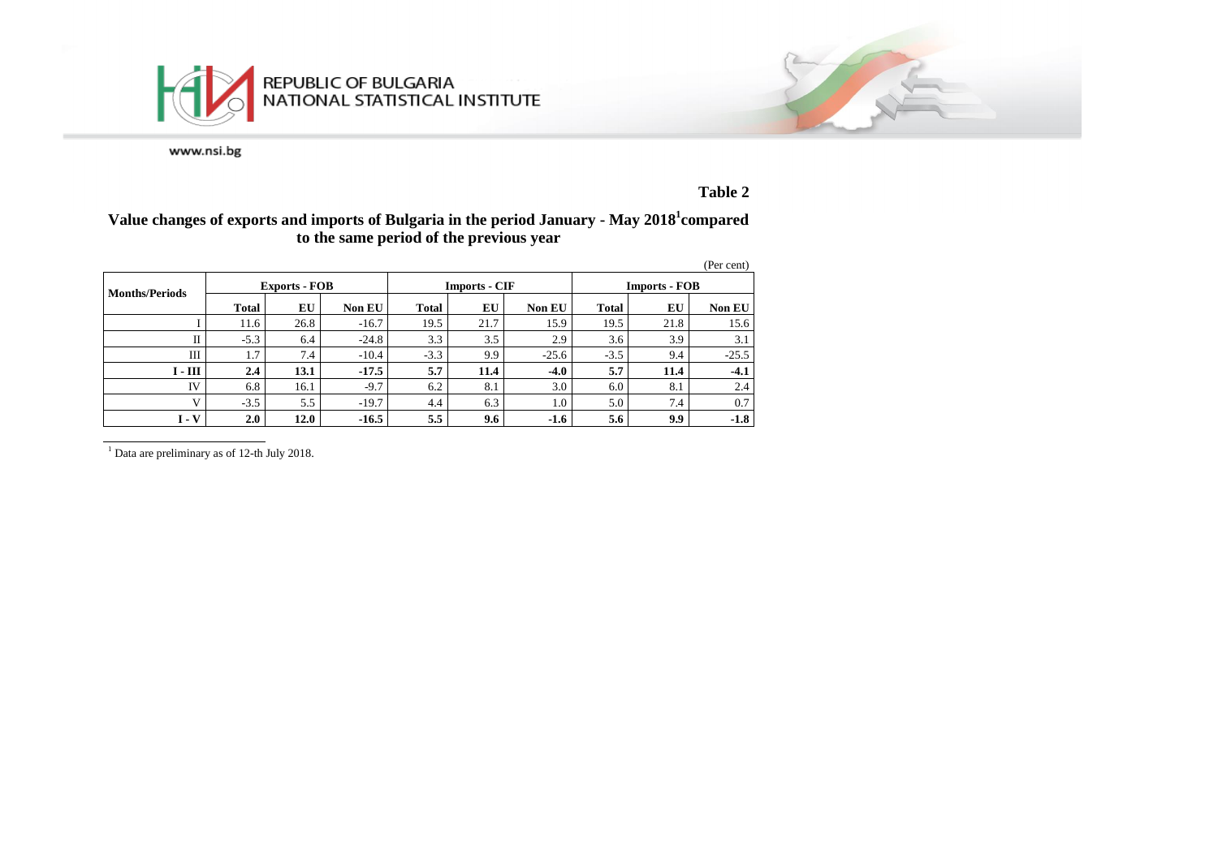REPUBLIC OF BULGARIA
NATIONAL STATISTICAL INSTITUTE

www.nsi.bg

**Table 2**

## Value changes of exports and imports of Bulgaria in the period January - May 2018[1] compared to the same period of the previous year

(Per cent)

| Months/Periods | Exports - FOB | | | Imports - CIF | | | Imports - FOB | | |
|---|---|---|---|---|---|---|---|---|---|
| | **Total** | **EU** | **Non EU** | **Total** | **EU** | **Non EU** | **Total** | **EU** | **Non EU** |
| I | 11.6 | 26.8 | -16.7 | 19.5 | 21.7 | 15.9 | 19.5 | 21.8 | 15.6 |
| II | -5.3 | 6.4 | -24.8 | 3.3 | 3.5 | 2.9 | 3.6 | 3.9 | 3.1 |
| III | 1.7 | 7.4 | -10.4 | -3.3 | 9.9 | -25.6 | -3.5 | 9.4 | -25.5 |
| **I - III** | **2.4** | **13.1** | **-17.5** | **5.7** | **11.4** | **-4.0** | **5.7** | **11.4** | **-4.1** |
| IV | 6.8 | 16.1 | -9.7 | 6.2 | 8.1 | 3.0 | 6.0 | 8.1 | 2.4 |
| V | -3.5 | 5.5 | -19.7 | 4.4 | 6.3 | 1.0 | 5.0 | 7.4 | 0.7 |
| **I - V** | **2.0** | **12.0** | **-16.5** | **5.5** | **9.6** | **-1.6** | **5.6** | **9.9** | **-1.8** |

[1] Data are preliminary as of 12-th July 2018.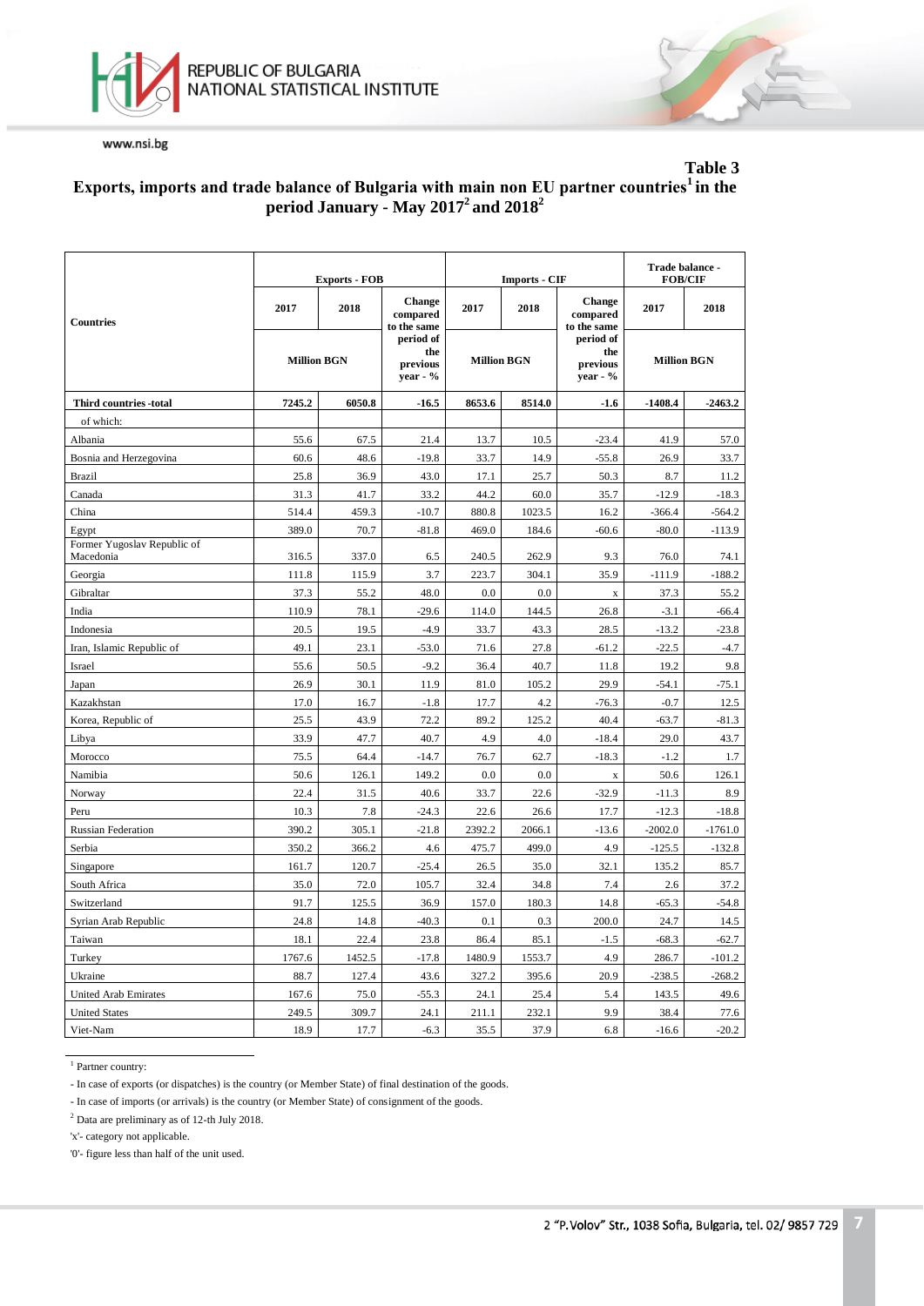**Table 3**

## Exports, imports and trade balance of Bulgaria with main non EU partner countries[1] in the period January - May 2017[2] and 2018[2]

| Countries | Exports - FOB | | | Imports - CIF | | | Trade balance - FOB/CIF | |
|---|---|---|---|---|---|---|---|---|
| | 2017 | 2018 | Change compared to the same period of the previous year - % | 2017 | 2018 | Change compared to the same period of the previous year - % | 2017 | 2018 |
| | Million BGN | | | Million BGN | | | Million BGN | |
| **Third countries -total** | **7245.2** | **6050.8** | **-16.5** | **8653.6** | **8514.0** | **-1.6** | **-1408.4** | **-2463.2** |
| of which: | | | | | | | | |
| Albania | 55.6 | 67.5 | 21.4 | 13.7 | 10.5 | -23.4 | 41.9 | 57.0 |
| Bosnia and Herzegovina | 60.6 | 48.6 | -19.8 | 33.7 | 14.9 | -55.8 | 26.9 | 33.7 |
| Brazil | 25.8 | 36.9 | 43.0 | 17.1 | 25.7 | 50.3 | 8.7 | 11.2 |
| Canada | 31.3 | 41.7 | 33.2 | 44.2 | 60.0 | 35.7 | -12.9 | -18.3 |
| China | 514.4 | 459.3 | -10.7 | 880.8 | 1023.5 | 16.2 | -366.4 | -564.2 |
| Egypt | 389.0 | 70.7 | -81.8 | 469.0 | 184.6 | -60.6 | -80.0 | -113.9 |
| Former Yugoslav Republic of Macedonia | 316.5 | 337.0 | 6.5 | 240.5 | 262.9 | 9.3 | 76.0 | 74.1 |
| Georgia | 111.8 | 115.9 | 3.7 | 223.7 | 304.1 | 35.9 | -111.9 | -188.2 |
| Gibraltar | 37.3 | 55.2 | 48.0 | 0.0 | 0.0 | x | 37.3 | 55.2 |
| India | 110.9 | 78.1 | -29.6 | 114.0 | 144.5 | 26.8 | -3.1 | -66.4 |
| Indonesia | 20.5 | 19.5 | -4.9 | 33.7 | 43.3 | 28.5 | -13.2 | -23.8 |
| Iran, Islamic Republic of | 49.1 | 23.1 | -53.0 | 71.6 | 27.8 | -61.2 | -22.5 | -4.7 |
| Israel | 55.6 | 50.5 | -9.2 | 36.4 | 40.7 | 11.8 | 19.2 | 9.8 |
| Japan | 26.9 | 30.1 | 11.9 | 81.0 | 105.2 | 29.9 | -54.1 | -75.1 |
| Kazakhstan | 17.0 | 16.7 | -1.8 | 17.7 | 4.2 | -76.3 | -0.7 | 12.5 |
| Korea, Republic of | 25.5 | 43.9 | 72.2 | 89.2 | 125.2 | 40.4 | -63.7 | -81.3 |
| Libya | 33.9 | 47.7 | 40.7 | 4.9 | 4.0 | -18.4 | 29.0 | 43.7 |
| Morocco | 75.5 | 64.4 | -14.7 | 76.7 | 62.7 | -18.3 | -1.2 | 1.7 |
| Namibia | 50.6 | 126.1 | 149.2 | 0.0 | 0.0 | x | 50.6 | 126.1 |
| Norway | 22.4 | 31.5 | 40.6 | 33.7 | 22.6 | -32.9 | -11.3 | 8.9 |
| Peru | 10.3 | 7.8 | -24.3 | 22.6 | 26.6 | 17.7 | -12.3 | -18.8 |
| Russian Federation | 390.2 | 305.1 | -21.8 | 2392.2 | 2066.1 | -13.6 | -2002.0 | -1761.0 |
| Serbia | 350.2 | 366.2 | 4.6 | 475.7 | 499.0 | 4.9 | -125.5 | -132.8 |
| Singapore | 161.7 | 120.7 | -25.4 | 26.5 | 35.0 | 32.1 | 135.2 | 85.7 |
| South Africa | 35.0 | 72.0 | 105.7 | 32.4 | 34.8 | 7.4 | 2.6 | 37.2 |
| Switzerland | 91.7 | 125.5 | 36.9 | 157.0 | 180.3 | 14.8 | -65.3 | -54.8 |
| Syrian Arab Republic | 24.8 | 14.8 | -40.3 | 0.1 | 0.3 | 200.0 | 24.7 | 14.5 |
| Taiwan | 18.1 | 22.4 | 23.8 | 86.4 | 85.1 | -1.5 | -68.3 | -62.7 |
| Turkey | 1767.6 | 1452.5 | -17.8 | 1480.9 | 1553.7 | 4.9 | 286.7 | -101.2 |
| Ukraine | 88.7 | 127.4 | 43.6 | 327.2 | 395.6 | 20.9 | -238.5 | -268.2 |
| United Arab Emirates | 167.6 | 75.0 | -55.3 | 24.1 | 25.4 | 5.4 | 143.5 | 49.6 |
| United States | 249.5 | 309.7 | 24.1 | 211.1 | 232.1 | 9.9 | 38.4 | 77.6 |
| Viet-Nam | 18.9 | 17.7 | -6.3 | 35.5 | 37.9 | 6.8 | -16.6 | -20.2 |

[1] Partner country:

- In case of exports (or dispatches) is the country (or Member State) of final destination of the goods.

- In case of imports (or arrivals) is the country (or Member State) of consignment of the goods.

[2] Data are preliminary as of 12-th July 2018.

'x'- category not applicable.

'0'- figure less than half of the unit used.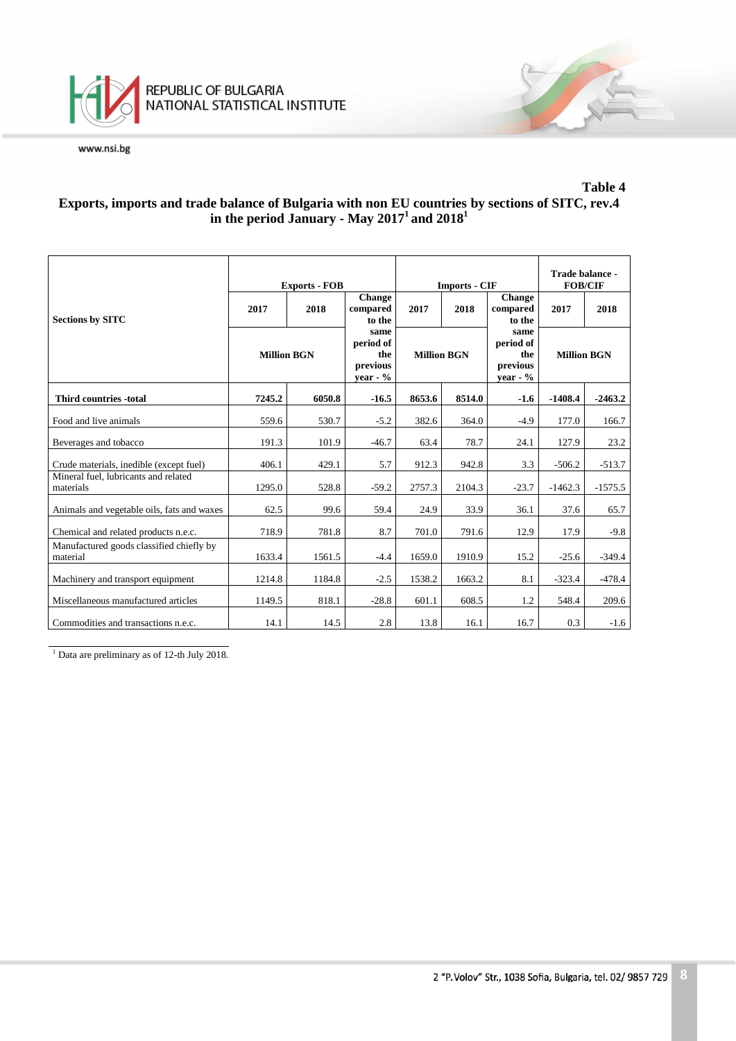**Table 4**

**Exports, imports and trade balance of Bulgaria with non EU countries by sections of SITC, rev.4 in the period January - May 2017[1] and 2018[1]**

| Sections by SITC | Exports - FOB | | | Imports - CIF | | | Trade balance - FOB/CIF | |
|---|---|---|---|---|---|---|---|---|
| | 2017 | 2018 | Change compared to the same period of the previous year - % | 2017 | 2018 | Change compared to the same period of the previous year - % | 2017 | 2018 |
| | Million BGN | | | Million BGN | | | Million BGN | |
| **Third countries -total** | **7245.2** | **6050.8** | **-16.5** | **8653.6** | **8514.0** | **-1.6** | **-1408.4** | **-2463.2** |
| Food and live animals | 559.6 | 530.7 | -5.2 | 382.6 | 364.0 | -4.9 | 177.0 | 166.7 |
| Beverages and tobacco | 191.3 | 101.9 | -46.7 | 63.4 | 78.7 | 24.1 | 127.9 | 23.2 |
| Crude materials, inedible (except fuel) | 406.1 | 429.1 | 5.7 | 912.3 | 942.8 | 3.3 | -506.2 | -513.7 |
| Mineral fuel, lubricants and related materials | 1295.0 | 528.8 | -59.2 | 2757.3 | 2104.3 | -23.7 | -1462.3 | -1575.5 |
| Animals and vegetable oils, fats and waxes | 62.5 | 99.6 | 59.4 | 24.9 | 33.9 | 36.1 | 37.6 | 65.7 |
| Chemical and related products n.e.c. | 718.9 | 781.8 | 8.7 | 701.0 | 791.6 | 12.9 | 17.9 | -9.8 |
| Manufactured goods classified chiefly by material | 1633.4 | 1561.5 | -4.4 | 1659.0 | 1910.9 | 15.2 | -25.6 | -349.4 |
| Machinery and transport equipment | 1214.8 | 1184.8 | -2.5 | 1538.2 | 1663.2 | 8.1 | -323.4 | -478.4 |
| Miscellaneous manufactured articles | 1149.5 | 818.1 | -28.8 | 601.1 | 608.5 | 1.2 | 548.4 | 209.6 |
| Commodities and transactions n.e.c. | 14.1 | 14.5 | 2.8 | 13.8 | 16.1 | 16.7 | 0.3 | -1.6 |

[1] Data are preliminary as of 12-th July 2018.